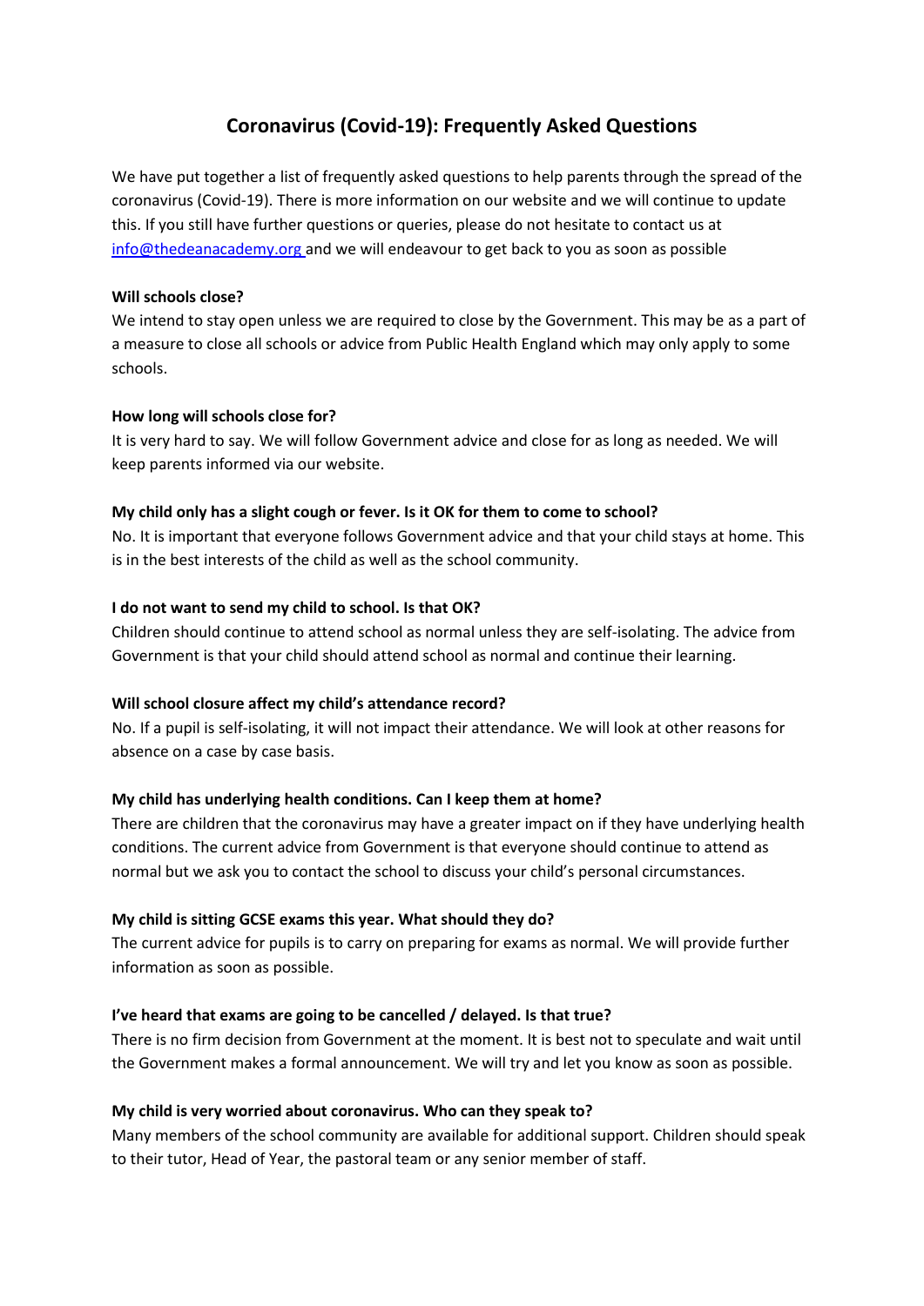# Coronavirus (Covid-19): Frequently Asked Questions

We have put together a list of frequently asked questions to help parents through the spread of the coronavirus (Covid-19). There is more information on our website and we will continue to update this. If you still have further questions or queries, please do not hesitate to contact us at [info@thedeanacademy.org](mailto:info@thedeanacademy.org) and we will endeavour to get back to you as soon as possible

**Will schools close?**
We intend to stay open unless we are required to close by the Government. This may be as a part of a measure to close all schools or advice from Public Health England which may only apply to some schools.

**How long will schools close for?**
It is very hard to say. We will follow Government advice and close for as long as needed. We will keep parents informed via our website.

**My child only has a slight cough or fever. Is it OK for them to come to school?**
No. It is important that everyone follows Government advice and that your child stays at home. This is in the best interests of the child as well as the school community.

**I do not want to send my child to school. Is that OK?**
Children should continue to attend school as normal unless they are self-isolating. The advice from Government is that your child should attend school as normal and continue their learning.

**Will school closure affect my child's attendance record?**
No. If a pupil is self-isolating, it will not impact their attendance. We will look at other reasons for absence on a case by case basis.

**My child has underlying health conditions. Can I keep them at home?**
There are children that the coronavirus may have a greater impact on if they have underlying health conditions. The current advice from Government is that everyone should continue to attend as normal but we ask you to contact the school to discuss your child's personal circumstances.

**My child is sitting GCSE exams this year. What should they do?**
The current advice for pupils is to carry on preparing for exams as normal. We will provide further information as soon as possible.

**I've heard that exams are going to be cancelled / delayed. Is that true?**
There is no firm decision from Government at the moment. It is best not to speculate and wait until the Government makes a formal announcement. We will try and let you know as soon as possible.

**My child is very worried about coronavirus. Who can they speak to?**
Many members of the school community are available for additional support. Children should speak to their tutor, Head of Year, the pastoral team or any senior member of staff.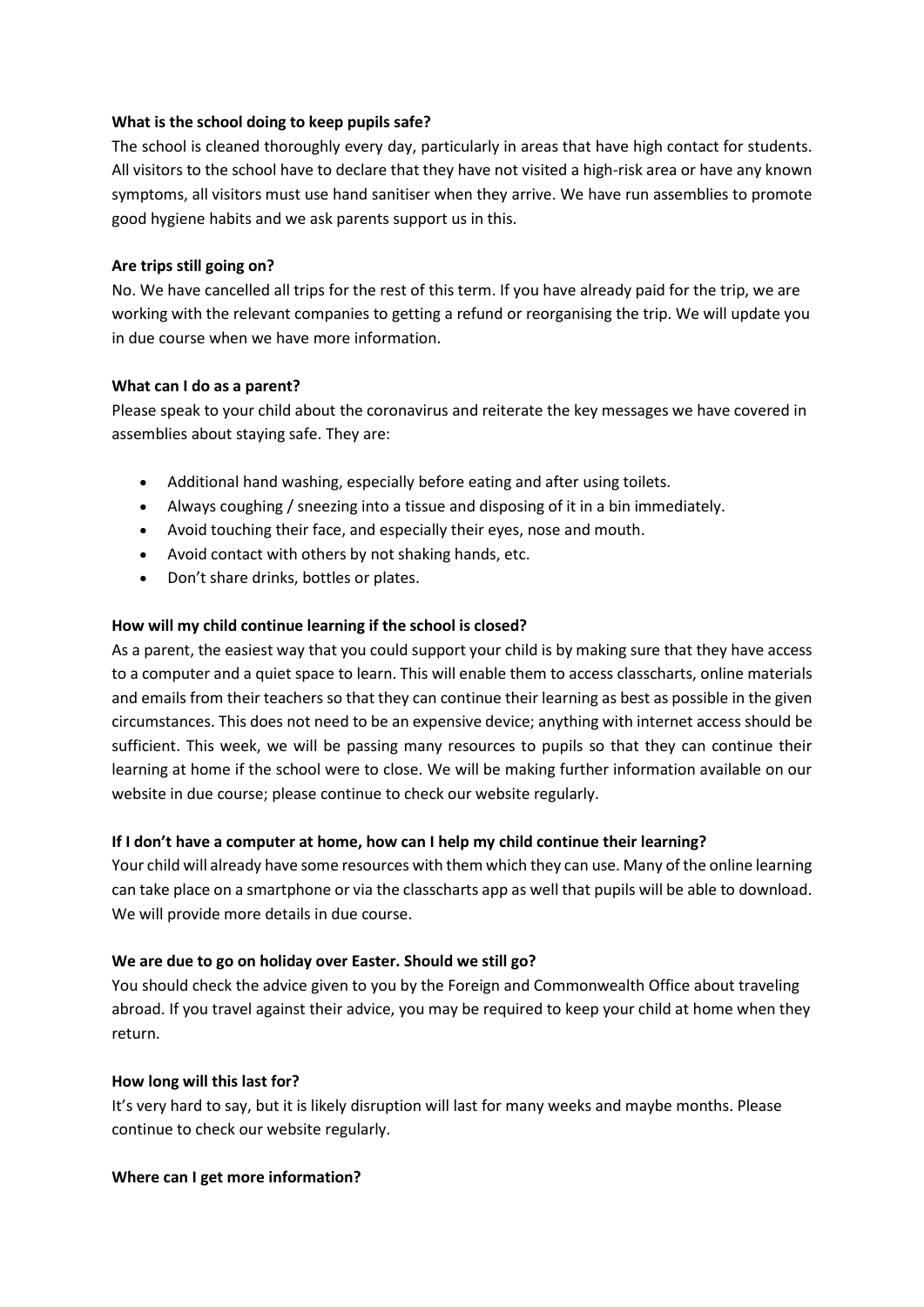**What is the school doing to keep pupils safe?**

The school is cleaned thoroughly every day, particularly in areas that have high contact for students. All visitors to the school have to declare that they have not visited a high-risk area or have any known symptoms, all visitors must use hand sanitiser when they arrive. We have run assemblies to promote good hygiene habits and we ask parents support us in this.

**Are trips still going on?**

No. We have cancelled all trips for the rest of this term. If you have already paid for the trip, we are working with the relevant companies to getting a refund or reorganising the trip. We will update you in due course when we have more information.

**What can I do as a parent?**

Please speak to your child about the coronavirus and reiterate the key messages we have covered in assemblies about staying safe. They are:

- Additional hand washing, especially before eating and after using toilets.
- Always coughing / sneezing into a tissue and disposing of it in a bin immediately.
- Avoid touching their face, and especially their eyes, nose and mouth.
- Avoid contact with others by not shaking hands, etc.
- Don't share drinks, bottles or plates.

**How will my child continue learning if the school is closed?**

As a parent, the easiest way that you could support your child is by making sure that they have access to a computer and a quiet space to learn. This will enable them to access classcharts, online materials and emails from their teachers so that they can continue their learning as best as possible in the given circumstances. This does not need to be an expensive device; anything with internet access should be sufficient. This week, we will be passing many resources to pupils so that they can continue their learning at home if the school were to close. We will be making further information available on our website in due course; please continue to check our website regularly.

**If I don't have a computer at home, how can I help my child continue their learning?**

Your child will already have some resources with them which they can use. Many of the online learning can take place on a smartphone or via the classcharts app as well that pupils will be able to download. We will provide more details in due course.

**We are due to go on holiday over Easter. Should we still go?**

You should check the advice given to you by the Foreign and Commonwealth Office about traveling abroad. If you travel against their advice, you may be required to keep your child at home when they return.

**How long will this last for?**

It's very hard to say, but it is likely disruption will last for many weeks and maybe months. Please continue to check our website regularly.

**Where can I get more information?**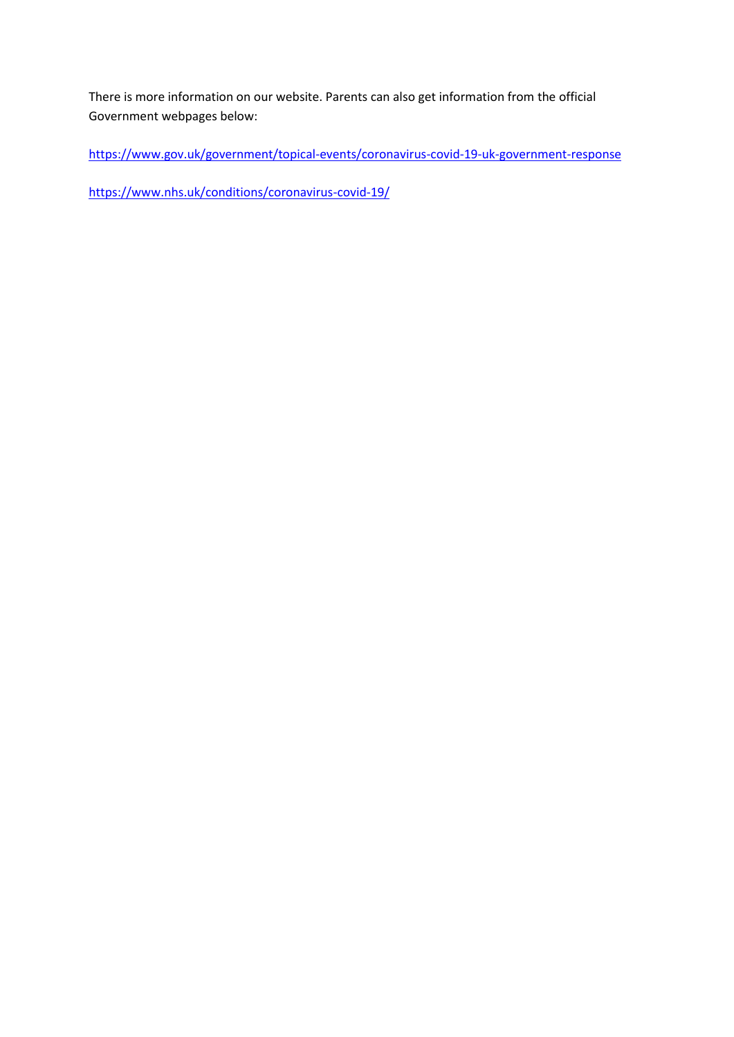There is more information on our website. Parents can also get information from the official Government webpages below:

https://www.gov.uk/government/topical-events/coronavirus-covid-19-uk-government-response

https://www.nhs.uk/conditions/coronavirus-covid-19/